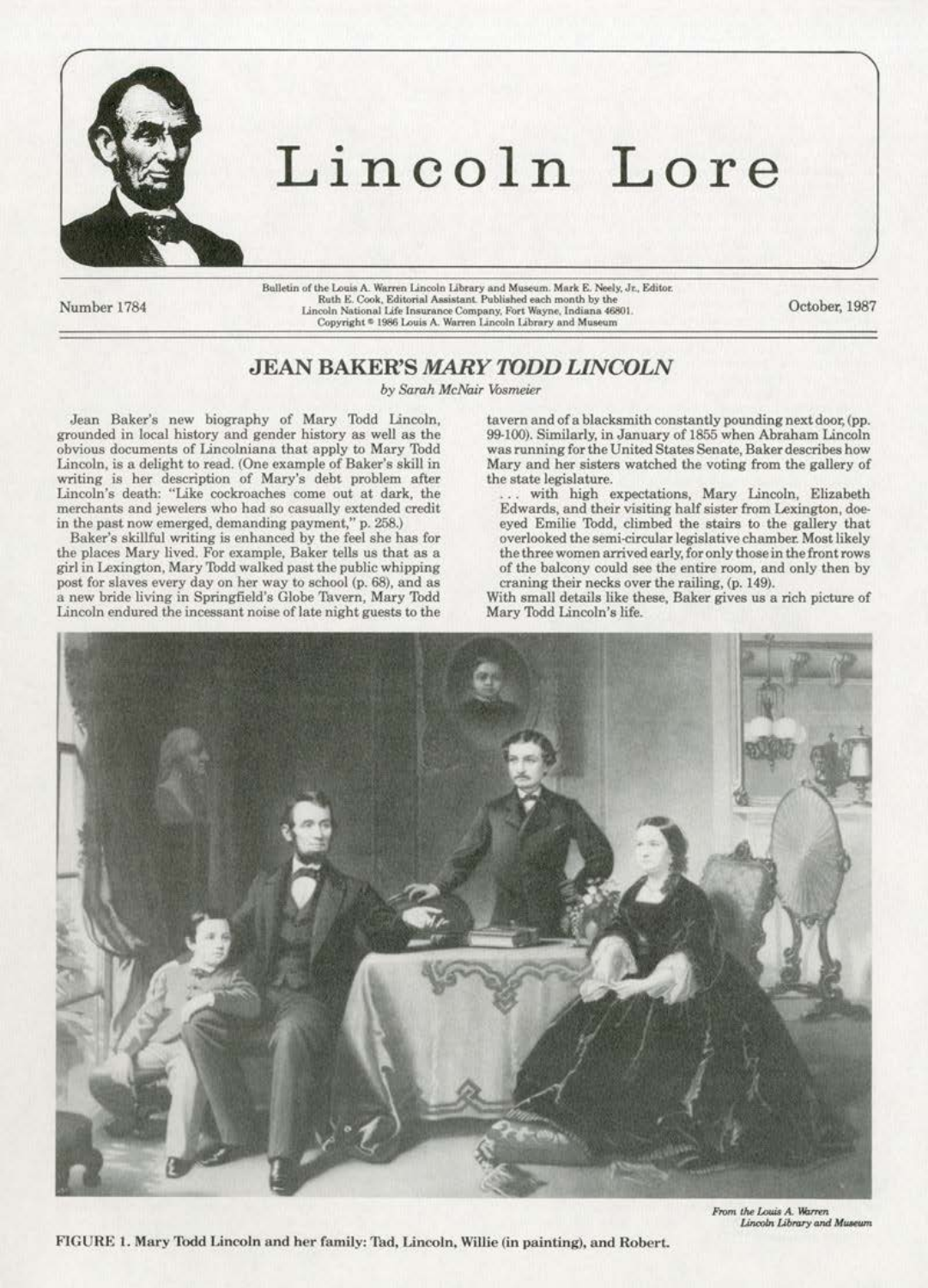# Lincoln Lore

Number 1784

Bulletin of the Louis A. Warren Lincoln Library and Museum. Mark E. Neely, Jr., Editor. Ruth E. Cook, Editorial Assistant. Published each month by the Lincoln National Life Insurance Company, Fort Wayne, Indiana 46801. Copyright © 1986 Louis A. Warren Lincoln Library and Museum

October, 1987

## JEAN BAKER'S *MARY TODD LINCOLN*

*by Sarah McNair Vosmeier*

Jean Baker's new biography of Mary Todd Lincoln, grounded in local history and gender history as well as the obvious documents of Lincolniana that apply to Mary Todd Lincoln, is a delight to read. (One example of Baker's skill in writing is her description of Mary's debt problem after Lincoln's death: "Like cockroaches come out at dark, the merchants and jewelers who had so casually extended credit in the past now emerged, demanding payment," p. 258.)

Baker's skillful writing is enhanced by the feel she has for the places Mary lived. For example, Baker tells us that as a girl in Lexington, Mary Todd walked past the public whipping post for slaves every day on her way to school (p. 68), and as a new bride living in Springfield's Globe Tavern, Mary Todd Lincoln endured the incessant noise of late night guests to the tavern and of a blacksmith constantly pounding next door, (pp. 99-100). Similarly, in January of 1855 when Abraham Lincoln was running for the United States Senate, Baker describes how Mary and her sisters watched the voting from the gallery of the state legislature.

> . . . with high expectations, Mary Lincoln, Elizabeth Edwards, and their visiting half sister from Lexington, doe-eyed Emilie Todd, climbed the stairs to the gallery that overlooked the semi-circular legislative chamber. Most likely the three women arrived early, for only those in the front rows of the balcony could see the entire room, and only then by craning their necks over the railing, (p. 149).

With small details like these, Baker gives us a rich picture of Mary Todd Lincoln's life.

*From the Louis A. Warren Lincoln Library and Museum*

FIGURE 1. Mary Todd Lincoln and her family: Tad, Lincoln, Willie (in painting), and Robert.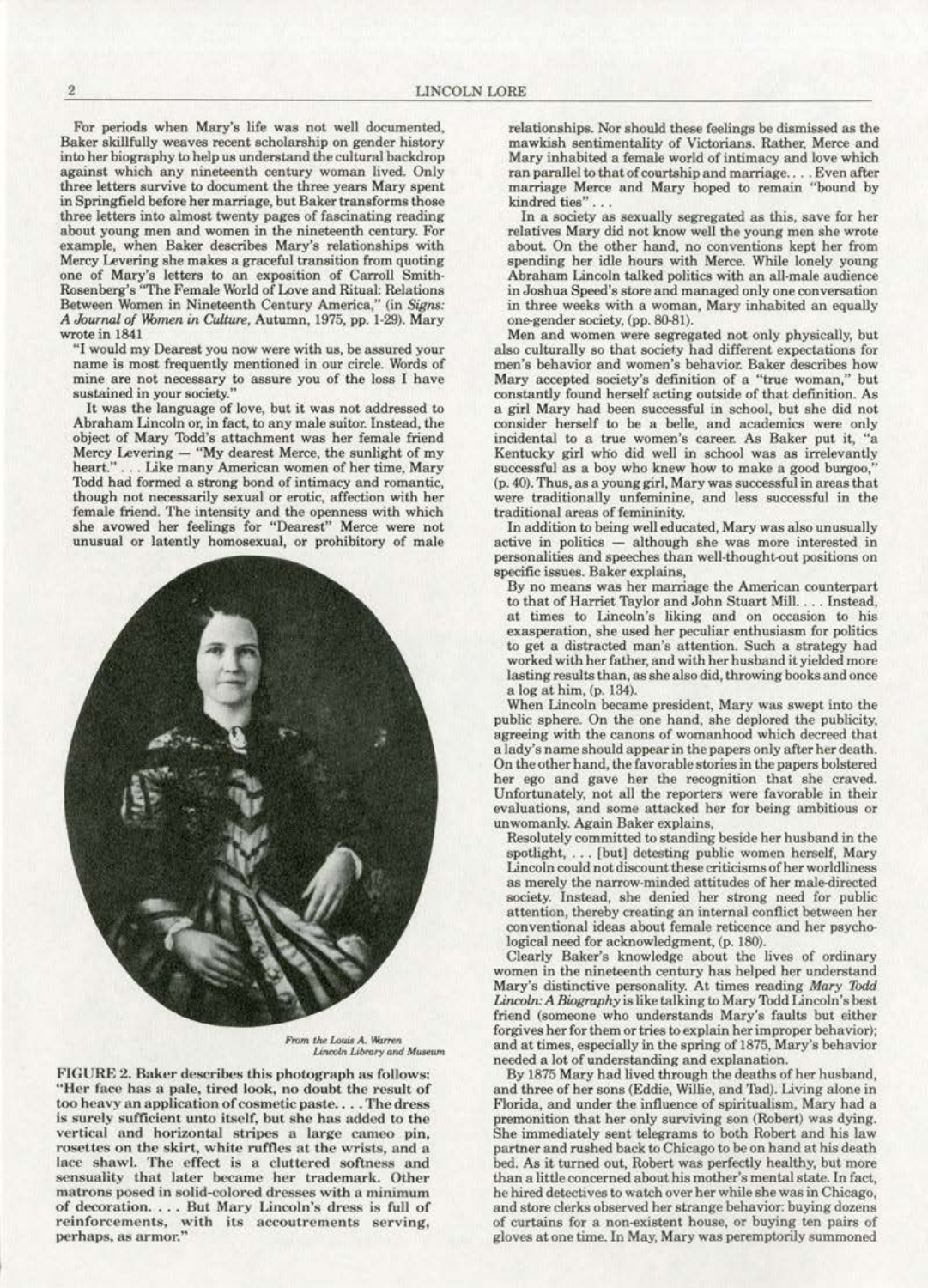For periods when Mary's life was not well documented, Baker skillfully weaves recent scholarship on gender history into her biography to help us understand the cultural backdrop against which any nineteenth century woman lived. Only three letters survive to document the three years Mary spent in Springfield before her marriage, but Baker transforms those three letters into almost twenty pages of fascinating reading about young men and women in the nineteenth century. For example, when Baker describes Mary's relationships with Mercy Levering she makes a graceful transition from quoting one of Mary's letters to an exposition of Carroll Smith-Rosenberg's "The Female World of Love and Ritual: Relations Between Women in Nineteenth Century America," (in *Signs: A Journal of Women in Culture*, Autumn, 1975, pp. 1-29). Mary wrote in 1841

"I would my Dearest you now were with us, be assured your name is most frequently mentioned in our circle. Words of mine are not necessary to assure you of the loss I have sustained in your society."

It was the language of love, but it was not addressed to Abraham Lincoln or, in fact, to any male suitor. Instead, the object of Mary Todd's attachment was her female friend Mercy Levering — "My dearest Merce, the sunlight of my heart." . . . Like many American women of her time, Mary Todd had formed a strong bond of intimacy and romantic, though not necessarily sexual or erotic, affection with her female friend. The intensity and the openness with which she avowed her feelings for "Dearest" Merce were not unusual or latently homosexual, or prohibitory of male relationships. Nor should these feelings be dismissed as the mawkish sentimentality of Victorians. Rather, Merce and Mary inhabited a female world of intimacy and love which ran parallel to that of courtship and marriage. . . . Even after marriage Merce and Mary hoped to remain "bound by kindred ties" . . .

In a society as sexually segregated as this, save for her relatives Mary did not know well the young men she wrote about. On the other hand, no conventions kept her from spending her idle hours with Merce. While lonely young Abraham Lincoln talked politics with an all-male audience in Joshua Speed's store and managed only one conversation in three weeks with a woman, Mary inhabited an equally one-gender society, (pp. 80-81).

From the Louis A. Warren Lincoln Library and Museum

FIGURE 2. Baker describes this photograph as follows: "Her face has a pale, tired look, no doubt the result of too heavy an application of cosmetic paste. . . . The dress is surely sufficient unto itself, but she has added to the vertical and horizontal stripes a large cameo pin, rosettes on the skirt, white ruffles at the wrists, and a lace shawl. The effect is a cluttered softness and sensuality that later became her trademark. Other matrons posed in solid-colored dresses with a minimum of decoration. . . . But Mary Lincoln's dress is full of reinforcements, with its accoutrements serving, perhaps, as armor."

Men and women were segregated not only physically, but also culturally so that society had different expectations for men's behavior and women's behavior. Baker describes how Mary accepted society's definition of a "true woman," but constantly found herself acting outside of that definition. As a girl Mary had been successful in school, but she did not consider herself to be a belle, and academics were only incidental to a true women's career. As Baker put it, "a Kentucky girl who did well in school was as irrelevantly successful as a boy who knew how to make a good burgoo," (p. 40). Thus, as a young girl, Mary was successful in areas that were traditionally unfeminine, and less successful in the traditional areas of femininity.

In addition to being well educated, Mary was also unusually active in politics — although she was more interested in personalities and speeches than well-thought-out positions on specific issues. Baker explains,

By no means was her marriage the American counterpart to that of Harriet Taylor and John Stuart Mill. . . . Instead, at times to Lincoln's liking and on occasion to his exasperation, she used her peculiar enthusiasm for politics to get a distracted man's attention. Such a strategy had worked with her father, and with her husband it yielded more lasting results than, as she also did, throwing books and once a log at him, (p. 134).

When Lincoln became president, Mary was swept into the public sphere. On the one hand, she deplored the publicity, agreeing with the canons of womanhood which decreed that a lady's name should appear in the papers only after her death. On the other hand, the favorable stories in the papers bolstered her ego and gave her the recognition that she craved. Unfortunately, not all the reporters were favorable in their evaluations, and some attacked her for being ambitious or unwomanly. Again Baker explains,

Resolutely committed to standing beside her husband in the spotlight, . . . [but] detesting public women herself, Mary Lincoln could not discount these criticisms of her worldliness as merely the narrow-minded attitudes of her male-directed society. Instead, she denied her strong need for public attention, thereby creating an internal conflict between her conventional ideas about female reticence and her psychological need for acknowledgment, (p. 180).

Clearly Baker's knowledge about the lives of ordinary women in the nineteenth century has helped her understand Mary's distinctive personality. At times reading *Mary Todd Lincoln: A Biography* is like talking to Mary Todd Lincoln's best friend (someone who understands Mary's faults but either forgives her for them or tries to explain her improper behavior); and at times, especially in the spring of 1875, Mary's behavior needed a lot of understanding and explanation.

By 1875 Mary had lived through the deaths of her husband, and three of her sons (Eddie, Willie, and Tad). Living alone in Florida, and under the influence of spiritualism, Mary had a premonition that her only surviving son (Robert) was dying. She immediately sent telegrams to both Robert and his law partner and rushed back to Chicago to be on hand at his death bed. As it turned out, Robert was perfectly healthy, but more than a little concerned about his mother's mental state. In fact, he hired detectives to watch over her while she was in Chicago, and store clerks observed her strange behavior: buying dozens of curtains for a non-existent house, or buying ten pairs of gloves at one time. In May, Mary was peremptorily summoned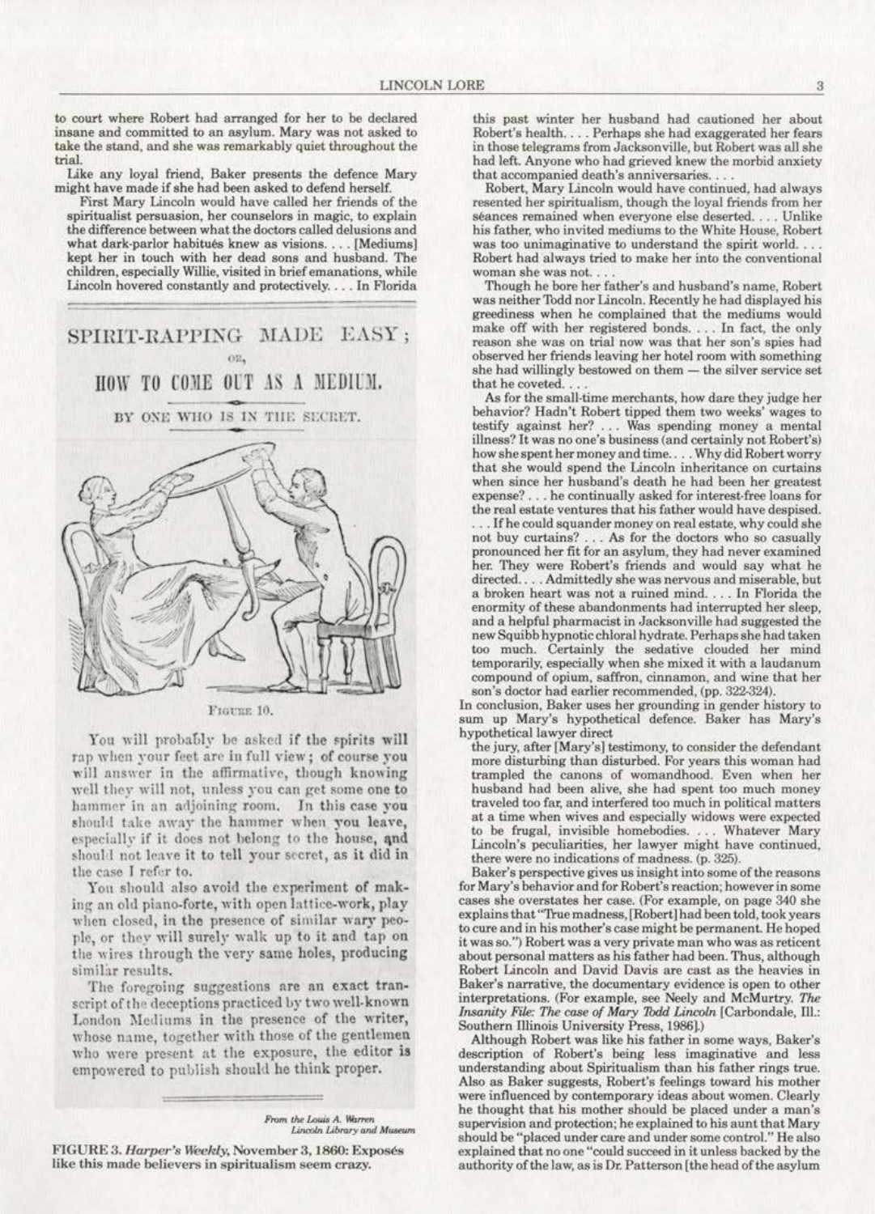to court where Robert had arranged for her to be declared insane and committed to an asylum. Mary was not asked to take the stand, and she was remarkably quiet throughout the trial.

Like any loyal friend, Baker presents the defence Mary might have made if she had been asked to defend herself.

> First Mary Lincoln would have called her friends of the spiritualist persuasion, her counselors in magic, to explain the difference between what the doctors called delusions and what dark-parlor habitués knew as visions. . . . [Mediums] kept her in touch with her dead sons and husband. The children, especially Willie, visited in brief emanations, while Lincoln hovered constantly and protectively. . . . In Florida this past winter her husband had cautioned her about Robert's health. . . . Perhaps she had exaggerated her fears in those telegrams from Jacksonville, but Robert was all she had left. Anyone who had grieved knew the morbid anxiety that accompanied death's anniversaries. . . .
>
> Robert, Mary Lincoln would have continued, had always resented her spiritualism, though the loyal friends from her séances remained when everyone else deserted. . . . Unlike his father, who invited mediums to the White House, Robert was too unimaginative to understand the spirit world. . . . Robert had always tried to make her into the conventional woman she was not. . . .
>
> Though he bore her father's and husband's name, Robert was neither Todd nor Lincoln. Recently he had displayed his greediness when he complained that the mediums would make off with her registered bonds. . . . In fact, the only reason she was on trial now was that her son's spies had observed her friends leaving her hotel room with something she had willingly bestowed on them — the silver service set that he coveted. . . .
>
> As for the small-time merchants, how dare they judge her behavior? Hadn't Robert tipped them two weeks' wages to testify against her? . . . Was spending money a mental illness? It was no one's business (and certainly not Robert's) how she spent her money and time. . . . Why did Robert worry that she would spend the Lincoln inheritance on curtains when since her husband's death he had been her greatest expense? . . . he continually asked for interest-free loans for the real estate ventures that his father would have despised. . . . If he could squander money on real estate, why could she not buy curtains? . . . As for the doctors who so casually pronounced her fit for an asylum, they had never examined her. They were Robert's friends and would say what he directed. . . . Admittedly she was nervous and miserable, but a broken heart was not a ruined mind. . . . In Florida the enormity of these abandonments had interrupted her sleep, and a helpful pharmacist in Jacksonville had suggested the new Squibb hypnotic chloral hydrate. Perhaps she had taken too much. Certainly the sedative clouded her mind temporarily, especially when she mixed it with a laudanum compound of opium, saffron, cinnamon, and wine that her son's doctor had earlier recommended, (pp. 322-324).

In conclusion, Baker uses her grounding in gender history to sum up Mary's hypothetical defence. Baker has Mary's hypothetical lawyer direct

> the jury, after [Mary's] testimony, to consider the defendant more disturbing than disturbed. For years this woman had trampled the canons of womanhood. Even when her husband had been alive, she had spent too much money traveled too far, and interfered too much in political matters at a time when wives and especially widows were expected to be frugal, invisible homebodies. . . . Whatever Mary Lincoln's peculiarities, her lawyer might have continued, there were no indications of madness. (p. 325).

Baker's perspective gives us insight into some of the reasons for Mary's behavior and for Robert's reaction; however in some cases she overstates her case. (For example, on page 340 she explains that "True madness, [Robert] had been told, took years to cure and in his mother's case might be permanent. He hoped it was so.") Robert was a very private man who was as reticent about personal matters as his father had been. Thus, although Robert Lincoln and David Davis are cast as the heavies in Baker's narrative, the documentary evidence is open to other interpretations. (For example, see Neely and McMurtry. *The Insanity File: The case of Mary Todd Lincoln* [Carbondale, Ill.: Southern Illinois University Press, 1986].)

Although Robert was like his father in some ways, Baker's description of Robert's being less imaginative and less understanding about Spiritualism than his father rings true. Also as Baker suggests, Robert's feelings toward his mother were influenced by contemporary ideas about women. Clearly he thought that his mother should be placed under a man's supervision and protection; he explained to his aunt that Mary should be "placed under care and under some control." He also explained that no one "could succeed in it unless backed by the authority of the law, as is Dr. Patterson [the head of the asylum

SPIRIT-RAPPING MADE EASY; OR, HOW TO COME OUT AS A MEDIUM.

BY ONE WHO IS IN THE SECRET.

FIGURE 10.

You will probably be asked if the spirits will rap when your feet are in full view; of course you will answer in the affirmative, though knowing well they will not, unless you can get some one to hammer in an adjoining room. In this case you should take away the hammer when you leave, especially if it does not belong to the house, and should not leave it to tell your secret, as it did in the case I refer to.

You should also avoid the experiment of making an old piano-forte, with open lattice-work, play when closed, in the presence of similar wary people, or they will surely walk up to it and tap on the wires through the very same holes, producing similar results.

The foregoing suggestions are an exact transcript of the deceptions practiced by two well-known London Mediums in the presence of the writer, whose name, together with those of the gentlemen who were present at the exposure, the editor is empowered to publish should he think proper.

*From the Louis A. Warren Lincoln Library and Museum*

**FIGURE 3.** ***Harper's Weekly*, November 3, 1860: Exposés like this made believers in spiritualism seem crazy.**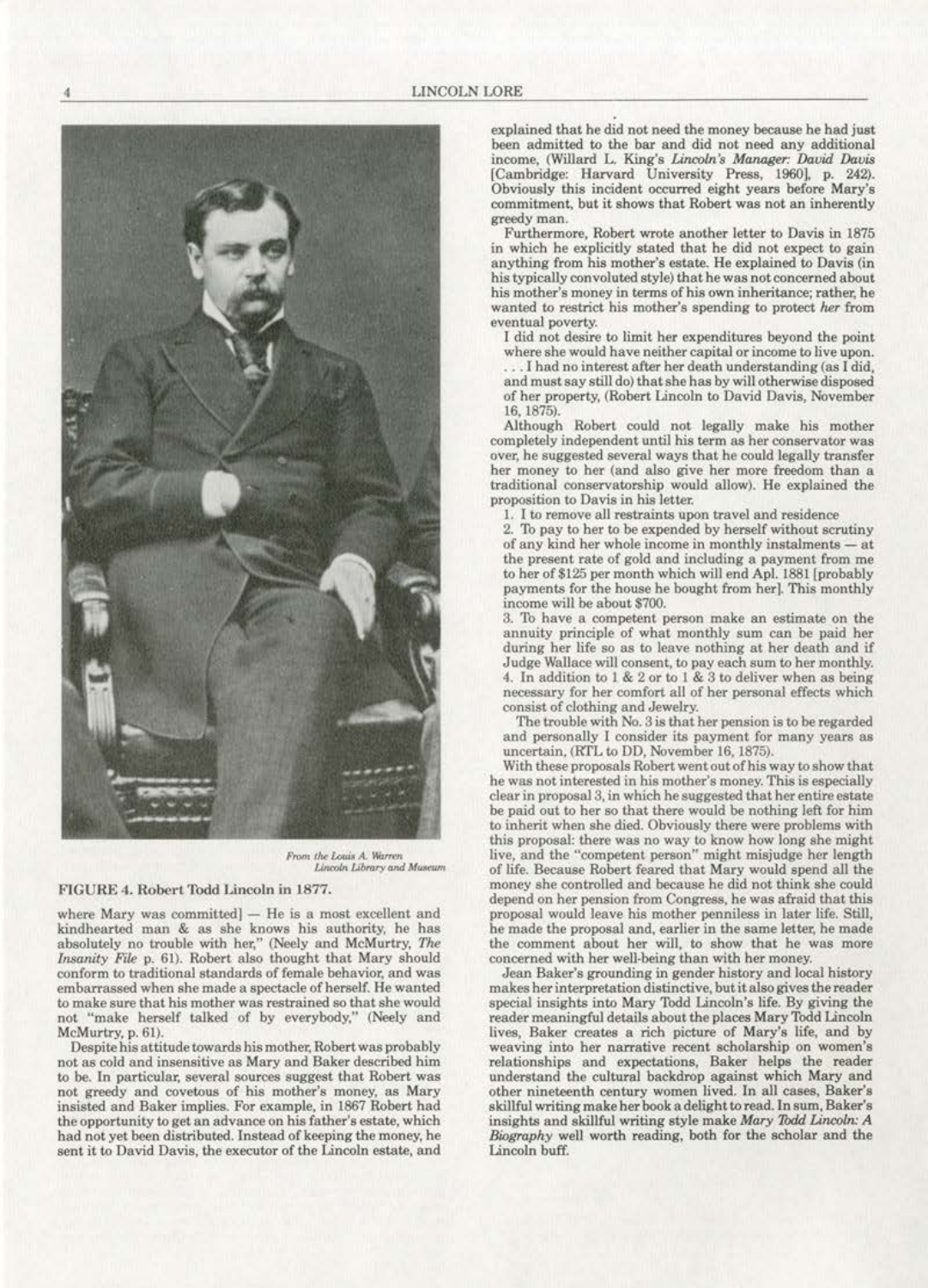From the Louis A. Warren Lincoln Library and Museum

FIGURE 4. Robert Todd Lincoln in 1877.

where Mary was committed] — He is a most excellent and kindhearted man & as she knows his authority, he has absolutely no trouble with her," (Neely and McMurtry, *The Insanity File* p. 61). Robert also thought that Mary should conform to traditional standards of female behavior, and was embarrassed when she made a spectacle of herself. He wanted to make sure that his mother was restrained so that she would not "make herself talked of by everybody," (Neely and McMurtry, p. 61).

Despite his attitude towards his mother, Robert was probably not as cold and insensitive as Mary and Baker described him to be. In particular, several sources suggest that Robert was not greedy and covetous of his mother's money, as Mary insisted and Baker implies. For example, in 1867 Robert had the opportunity to get an advance on his father's estate, which had not yet been distributed. Instead of keeping the money, he sent it to David Davis, the executor of the Lincoln estate, and explained that he did not need the money because he had just been admitted to the bar and did not need any additional income, (Willard L. King's *Lincoln's Manager: David Davis* [Cambridge: Harvard University Press, 1960], p. 242). Obviously this incident occurred eight years before Mary's commitment, but it shows that Robert was not an inherently greedy man.

Furthermore, Robert wrote another letter to Davis in 1875 in which he explicitly stated that he did not expect to gain anything from his mother's estate. He explained to Davis (in his typically convoluted style) that he was not concerned about his mother's money in terms of his own inheritance; rather, he wanted to restrict his mother's spending to protect *her* from eventual poverty.

I did not desire to limit her expenditures beyond the point where she would have neither capital or income to live upon. . . . I had no interest after her death understanding (as I did, and must say still do) that she has by will otherwise disposed of her property, (Robert Lincoln to David Davis, November 16, 1875).

Although Robert could not legally make his mother completely independent until his term as her conservator was over, he suggested several ways that he could legally transfer her money to her (and also give her more freedom than a traditional conservatorship would allow). He explained the proposition to Davis in his letter.

1. I to remove all restraints upon travel and residence
2. To pay to her to be expended by herself without scrutiny of any kind her whole income in monthly instalments — at the present rate of gold and including a payment from me to her of $125 per month which will end Apl. 1881 [probably payments for the house he bought from her]. This monthly income will be about $700.
3. To have a competent person make an estimate on the annuity principle of what monthly sum can be paid her during her life so as to leave nothing at her death and if Judge Wallace will consent, to pay each sum to her monthly.
4. In addition to 1 & 2 or to 1 & 3 to deliver when as being necessary for her comfort all of her personal effects which consist of clothing and Jewelry.

The trouble with No. 3 is that her pension is to be regarded and personally I consider its payment for many years as uncertain, (RTL to DD, November 16, 1875).

With these proposals Robert went out of his way to show that he was not interested in his mother's money. This is especially clear in proposal 3, in which he suggested that her entire estate be paid out to her so that there would be nothing left for him to inherit when she died. Obviously there were problems with this proposal: there was no way to know how long she might live, and the "competent person" might misjudge her length of life. Because Robert feared that Mary would spend all the money she controlled and because he did not think she could depend on her pension from Congress, he was afraid that this proposal would leave his mother penniless in later life. Still, he made the proposal and, earlier in the same letter, he made the comment about her will, to show that he was more concerned with her well-being than with her money.

Jean Baker's grounding in gender history and local history makes her interpretation distinctive, but it also gives the reader special insights into Mary Todd Lincoln's life. By giving the reader meaningful details about the places Mary Todd Lincoln lives, Baker creates a rich picture of Mary's life, and by weaving into her narrative recent scholarship on women's relationships and expectations, Baker helps the reader understand the cultural backdrop against which Mary and other nineteenth century women lived. In all cases, Baker's skillful writing make her book a delight to read. In sum, Baker's insights and skillful writing style make *Mary Todd Lincoln: A Biography* well worth reading, both for the scholar and the Lincoln buff.